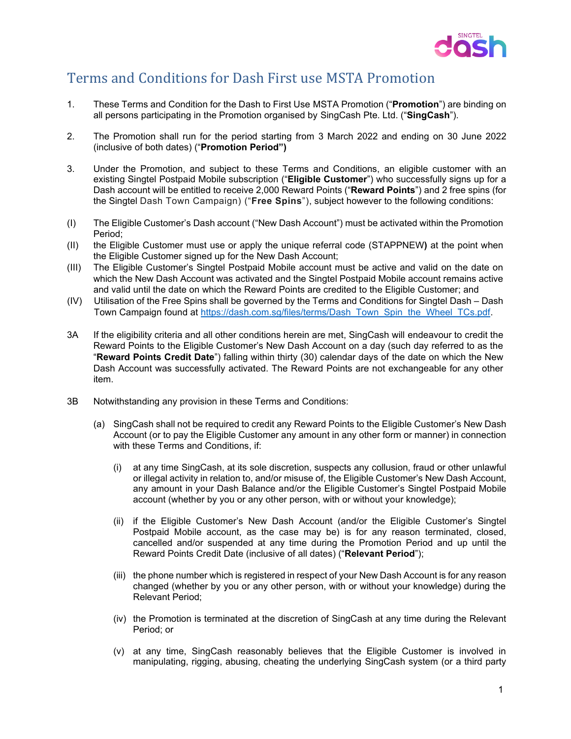# Terms and Conditions for Dash First use MSTA Promotion

1. These Terms and Condition for the Dash to First Use MSTA Promotion ("**Promotion**") are binding on all persons participating in the Promotion organised by SingCash Pte. Ltd. ("**SingCash**").

2. The Promotion shall run for the period starting from 3 March 2022 and ending on 30 June 2022 (inclusive of both dates) ("**Promotion Period")**

3. Under the Promotion, and subject to these Terms and Conditions, an eligible customer with an existing Singtel Postpaid Mobile subscription ("**Eligible Customer**") who successfully signs up for a Dash account will be entitled to receive 2,000 Reward Points ("**Reward Points**") and 2 free spins (for the Singtel Dash Town Campaign) ("**Free Spins**"), subject however to the following conditions:

(I) The Eligible Customer's Dash account ("New Dash Account") must be activated within the Promotion Period;

(II) the Eligible Customer must use or apply the unique referral code (STAPPNEW**)** at the point when the Eligible Customer signed up for the New Dash Account;

(III) The Eligible Customer's Singtel Postpaid Mobile account must be active and valid on the date on which the New Dash Account was activated and the Singtel Postpaid Mobile account remains active and valid until the date on which the Reward Points are credited to the Eligible Customer; and

(IV) Utilisation of the Free Spins shall be governed by the Terms and Conditions for Singtel Dash – Dash Town Campaign found at https://dash.com.sg/files/terms/Dash_Town_Spin_the_Wheel_TCs.pdf.

3A If the eligibility criteria and all other conditions herein are met, SingCash will endeavour to credit the Reward Points to the Eligible Customer's New Dash Account on a day (such day referred to as the "**Reward Points Credit Date**") falling within thirty (30) calendar days of the date on which the New Dash Account was successfully activated. The Reward Points are not exchangeable for any other item.

3B Notwithstanding any provision in these Terms and Conditions:

(a) SingCash shall not be required to credit any Reward Points to the Eligible Customer's New Dash Account (or to pay the Eligible Customer any amount in any other form or manner) in connection with these Terms and Conditions, if:

(i) at any time SingCash, at its sole discretion, suspects any collusion, fraud or other unlawful or illegal activity in relation to, and/or misuse of, the Eligible Customer's New Dash Account, any amount in your Dash Balance and/or the Eligible Customer's Singtel Postpaid Mobile account (whether by you or any other person, with or without your knowledge);

(ii) if the Eligible Customer's New Dash Account (and/or the Eligible Customer's Singtel Postpaid Mobile account, as the case may be) is for any reason terminated, closed, cancelled and/or suspended at any time during the Promotion Period and up until the Reward Points Credit Date (inclusive of all dates) ("**Relevant Period**");

(iii) the phone number which is registered in respect of your New Dash Account is for any reason changed (whether by you or any other person, with or without your knowledge) during the Relevant Period;

(iv) the Promotion is terminated at the discretion of SingCash at any time during the Relevant Period; or

(v) at any time, SingCash reasonably believes that the Eligible Customer is involved in manipulating, rigging, abusing, cheating the underlying SingCash system (or a third party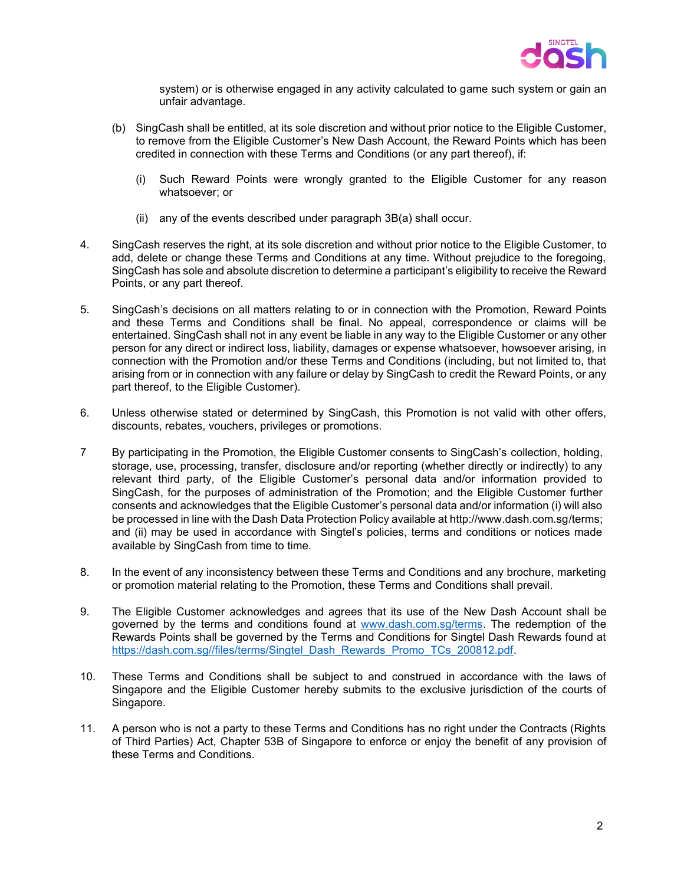system) or is otherwise engaged in any activity calculated to game such system or gain an unfair advantage.

(b) SingCash shall be entitled, at its sole discretion and without prior notice to the Eligible Customer, to remove from the Eligible Customer's New Dash Account, the Reward Points which has been credited in connection with these Terms and Conditions (or any part thereof), if:

(i) Such Reward Points were wrongly granted to the Eligible Customer for any reason whatsoever; or

(ii) any of the events described under paragraph 3B(a) shall occur.

4. SingCash reserves the right, at its sole discretion and without prior notice to the Eligible Customer, to add, delete or change these Terms and Conditions at any time. Without prejudice to the foregoing, SingCash has sole and absolute discretion to determine a participant's eligibility to receive the Reward Points, or any part thereof.

5. SingCash's decisions on all matters relating to or in connection with the Promotion, Reward Points and these Terms and Conditions shall be final. No appeal, correspondence or claims will be entertained. SingCash shall not in any event be liable in any way to the Eligible Customer or any other person for any direct or indirect loss, liability, damages or expense whatsoever, howsoever arising, in connection with the Promotion and/or these Terms and Conditions (including, but not limited to, that arising from or in connection with any failure or delay by SingCash to credit the Reward Points, or any part thereof, to the Eligible Customer).

6. Unless otherwise stated or determined by SingCash, this Promotion is not valid with other offers, discounts, rebates, vouchers, privileges or promotions.

7 By participating in the Promotion, the Eligible Customer consents to SingCash's collection, holding, storage, use, processing, transfer, disclosure and/or reporting (whether directly or indirectly) to any relevant third party, of the Eligible Customer's personal data and/or information provided to SingCash, for the purposes of administration of the Promotion; and the Eligible Customer further consents and acknowledges that the Eligible Customer's personal data and/or information (i) will also be processed in line with the Dash Data Protection Policy available at http://www.dash.com.sg/terms; and (ii) may be used in accordance with Singtel's policies, terms and conditions or notices made available by SingCash from time to time.

8. In the event of any inconsistency between these Terms and Conditions and any brochure, marketing or promotion material relating to the Promotion, these Terms and Conditions shall prevail.

9. The Eligible Customer acknowledges and agrees that its use of the New Dash Account shall be governed by the terms and conditions found at www.dash.com.sg/terms. The redemption of the Rewards Points shall be governed by the Terms and Conditions for Singtel Dash Rewards found at https://dash.com.sg//files/terms/Singtel_Dash_Rewards_Promo_TCs_200812.pdf.

10. These Terms and Conditions shall be subject to and construed in accordance with the laws of Singapore and the Eligible Customer hereby submits to the exclusive jurisdiction of the courts of Singapore.

11. A person who is not a party to these Terms and Conditions has no right under the Contracts (Rights of Third Parties) Act, Chapter 53B of Singapore to enforce or enjoy the benefit of any provision of these Terms and Conditions.